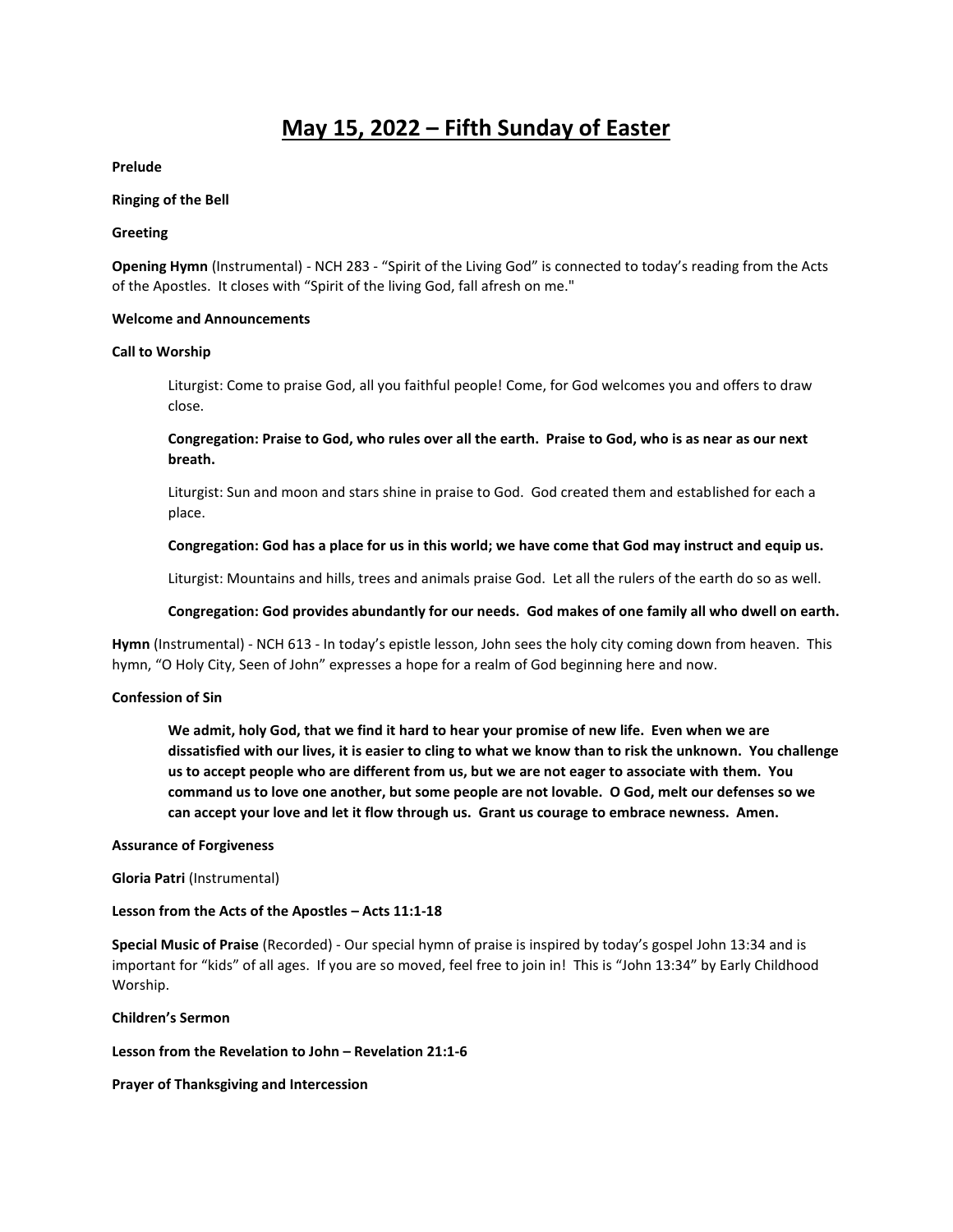# May 15, 2022 – Fifth Sunday of Easter

**Prelude**

**Ringing of the Bell**

**Greeting**

**Opening Hymn** (Instrumental) - NCH 283 - "Spirit of the Living God" is connected to today's reading from the Acts of the Apostles. It closes with "Spirit of the living God, fall afresh on me."

**Welcome and Announcements**

**Call to Worship**

> Liturgist: Come to praise God, all you faithful people! Come, for God welcomes you and offers to draw close.
>
> **Congregation: Praise to God, who rules over all the earth. Praise to God, who is as near as our next breath.**
>
> Liturgist: Sun and moon and stars shine in praise to God. God created them and established for each a place.
>
> **Congregation: God has a place for us in this world; we have come that God may instruct and equip us.**
>
> Liturgist: Mountains and hills, trees and animals praise God. Let all the rulers of the earth do so as well.
>
> **Congregation: God provides abundantly for our needs. God makes of one family all who dwell on earth.**

**Hymn** (Instrumental) - NCH 613 - In today's epistle lesson, John sees the holy city coming down from heaven. This hymn, "O Holy City, Seen of John" expresses a hope for a realm of God beginning here and now.

**Confession of Sin**

> **We admit, holy God, that we find it hard to hear your promise of new life. Even when we are dissatisfied with our lives, it is easier to cling to what we know than to risk the unknown. You challenge us to accept people who are different from us, but we are not eager to associate with them. You command us to love one another, but some people are not lovable. O God, melt our defenses so we can accept your love and let it flow through us. Grant us courage to embrace newness. Amen.**

**Assurance of Forgiveness**

**Gloria Patri** (Instrumental)

**Lesson from the Acts of the Apostles – Acts 11:1-18**

**Special Music of Praise** (Recorded) - Our special hymn of praise is inspired by today's gospel John 13:34 and is important for "kids" of all ages. If you are so moved, feel free to join in! This is "John 13:34" by Early Childhood Worship.

**Children's Sermon**

**Lesson from the Revelation to John – Revelation 21:1-6**

**Prayer of Thanksgiving and Intercession**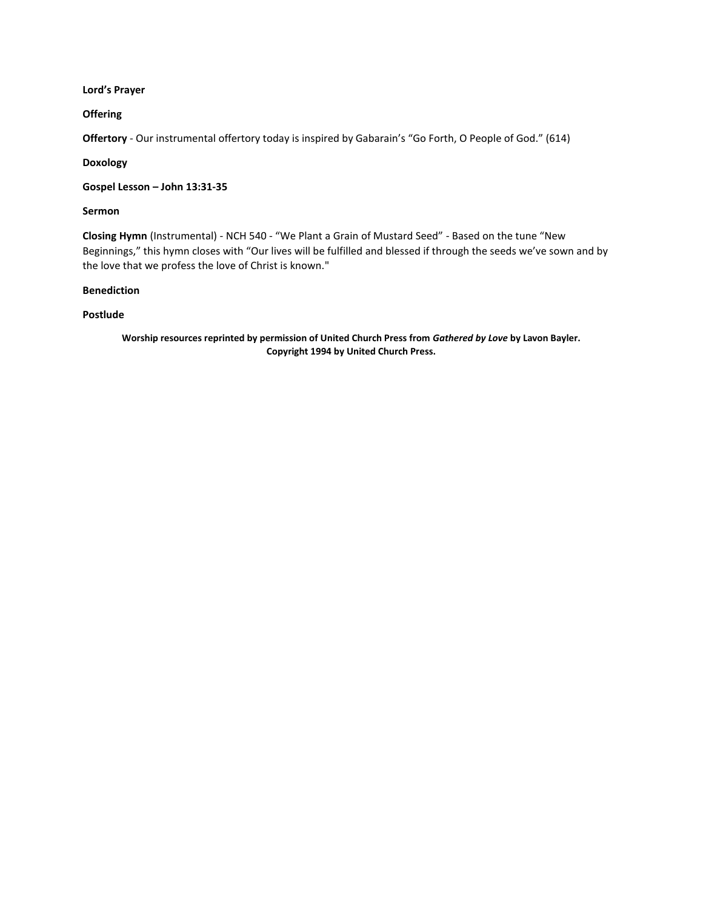**Lord's Prayer**

**Offering**

**Offertory** - Our instrumental offertory today is inspired by Gabarain's "Go Forth, O People of God." (614)

**Doxology**

**Gospel Lesson – John 13:31-35**

**Sermon**

**Closing Hymn** (Instrumental) - NCH 540 - "We Plant a Grain of Mustard Seed" - Based on the tune "New Beginnings," this hymn closes with "Our lives will be fulfilled and blessed if through the seeds we've sown and by the love that we profess the love of Christ is known."

**Benediction**

**Postlude**

**Worship resources reprinted by permission of United Church Press from *Gathered by Love* by Lavon Bayler. Copyright 1994 by United Church Press.**